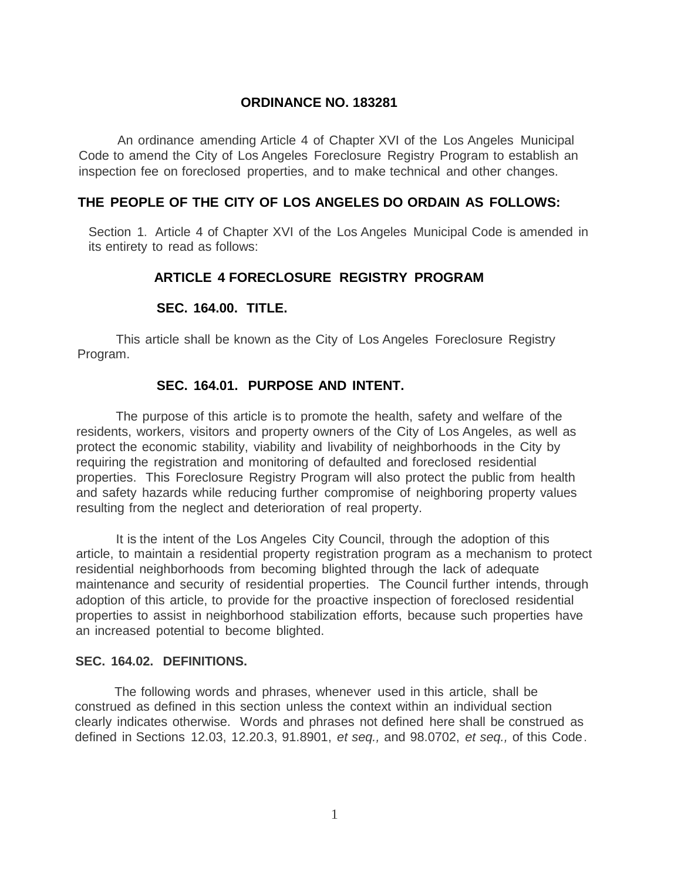# ORDINANCE NO. 183281

An ordinance amending Article 4 of Chapter XVI of the Los Angeles Municipal Code to amend the City of Los Angeles Foreclosure Registry Program to establish an inspection fee on foreclosed properties, and to make technical and other changes.

## THE PEOPLE OF THE CITY OF LOS ANGELES DO ORDAIN AS FOLLOWS:

Section 1. Article 4 of Chapter XVI of the Los Angeles Municipal Code is amended in its entirety to read as follows:

## ARTICLE 4 FORECLOSURE REGISTRY PROGRAM

### SEC. 164.00. TITLE.

This article shall be known as the City of Los Angeles Foreclosure Registry Program.

### SEC. 164.01. PURPOSE AND INTENT.

The purpose of this article is to promote the health, safety and welfare of the residents, workers, visitors and property owners of the City of Los Angeles, as well as protect the economic stability, viability and livability of neighborhoods in the City by requiring the registration and monitoring of defaulted and foreclosed residential properties. This Foreclosure Registry Program will also protect the public from health and safety hazards while reducing further compromise of neighboring property values resulting from the neglect and deterioration of real property.

It is the intent of the Los Angeles City Council, through the adoption of this article, to maintain a residential property registration program as a mechanism to protect residential neighborhoods from becoming blighted through the lack of adequate maintenance and security of residential properties. The Council further intends, through adoption of this article, to provide for the proactive inspection of foreclosed residential properties to assist in neighborhood stabilization efforts, because such properties have an increased potential to become blighted.

### SEC. 164.02. DEFINITIONS.

The following words and phrases, whenever used in this article, shall be construed as defined in this section unless the context within an individual section clearly indicates otherwise. Words and phrases not defined here shall be construed as defined in Sections 12.03, 12.20.3, 91.8901, *et seq.,* and 98.0702, *et seq.,* of this Code.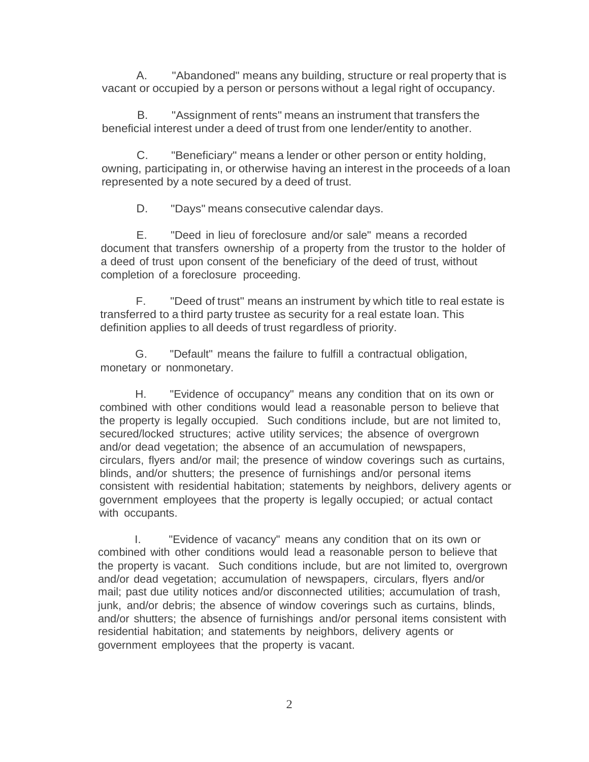A. "Abandoned" means any building, structure or real property that is vacant or occupied by a person or persons without a legal right of occupancy.

B. "Assignment of rents" means an instrument that transfers the beneficial interest under a deed of trust from one lender/entity to another.

C. "Beneficiary" means a lender or other person or entity holding, owning, participating in, or otherwise having an interest in the proceeds of a loan represented by a note secured by a deed of trust.

D. "Days" means consecutive calendar days.

E. "Deed in lieu of foreclosure and/or sale" means a recorded document that transfers ownership of a property from the trustor to the holder of a deed of trust upon consent of the beneficiary of the deed of trust, without completion of a foreclosure proceeding.

F. "Deed of trust" means an instrument by which title to real estate is transferred to a third party trustee as security for a real estate loan. This definition applies to all deeds of trust regardless of priority.

G. "Default" means the failure to fulfill a contractual obligation, monetary or nonmonetary.

H. "Evidence of occupancy" means any condition that on its own or combined with other conditions would lead a reasonable person to believe that the property is legally occupied. Such conditions include, but are not limited to, secured/locked structures; active utility services; the absence of overgrown and/or dead vegetation; the absence of an accumulation of newspapers, circulars, flyers and/or mail; the presence of window coverings such as curtains, blinds, and/or shutters; the presence of furnishings and/or personal items consistent with residential habitation; statements by neighbors, delivery agents or government employees that the property is legally occupied; or actual contact with occupants.

I. "Evidence of vacancy" means any condition that on its own or combined with other conditions would lead a reasonable person to believe that the property is vacant. Such conditions include, but are not limited to, overgrown and/or dead vegetation; accumulation of newspapers, circulars, flyers and/or mail; past due utility notices and/or disconnected utilities; accumulation of trash, junk, and/or debris; the absence of window coverings such as curtains, blinds, and/or shutters; the absence of furnishings and/or personal items consistent with residential habitation; and statements by neighbors, delivery agents or government employees that the property is vacant.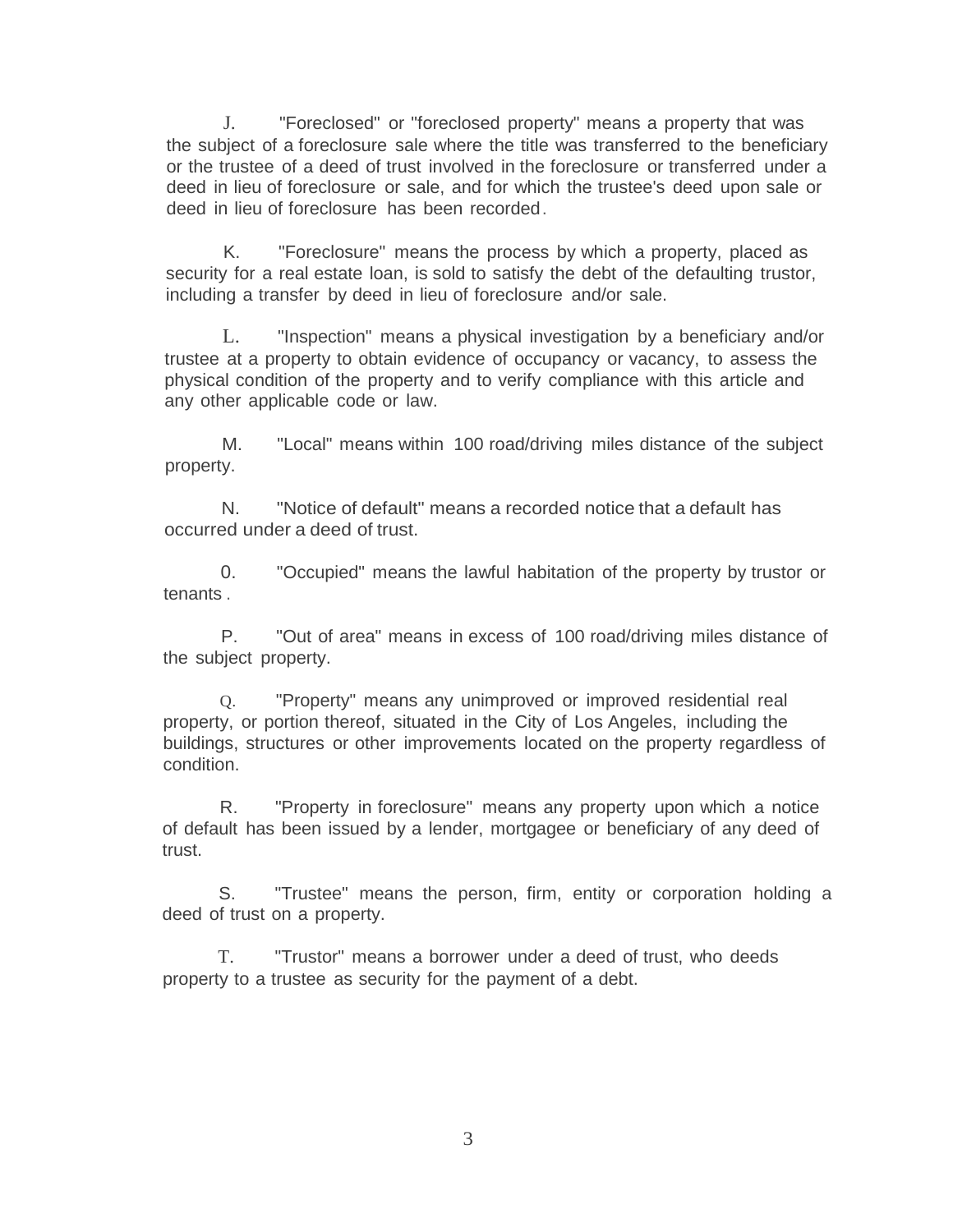J. "Foreclosed" or "foreclosed property" means a property that was the subject of a foreclosure sale where the title was transferred to the beneficiary or the trustee of a deed of trust involved in the foreclosure or transferred under a deed in lieu of foreclosure or sale, and for which the trustee's deed upon sale or deed in lieu of foreclosure has been recorded.

K. "Foreclosure" means the process by which a property, placed as security for a real estate loan, is sold to satisfy the debt of the defaulting trustor, including a transfer by deed in lieu of foreclosure and/or sale.

L. "Inspection" means a physical investigation by a beneficiary and/or trustee at a property to obtain evidence of occupancy or vacancy, to assess the physical condition of the property and to verify compliance with this article and any other applicable code or law.

M. "Local" means within 100 road/driving miles distance of the subject property.

N. "Notice of default" means a recorded notice that a default has occurred under a deed of trust.

0. "Occupied" means the lawful habitation of the property by trustor or tenants.

P. "Out of area" means in excess of 100 road/driving miles distance of the subject property.

Q. "Property" means any unimproved or improved residential real property, or portion thereof, situated in the City of Los Angeles, including the buildings, structures or other improvements located on the property regardless of condition.

R. "Property in foreclosure" means any property upon which a notice of default has been issued by a lender, mortgagee or beneficiary of any deed of trust.

S. "Trustee" means the person, firm, entity or corporation holding a deed of trust on a property.

T. "Trustor" means a borrower under a deed of trust, who deeds property to a trustee as security for the payment of a debt.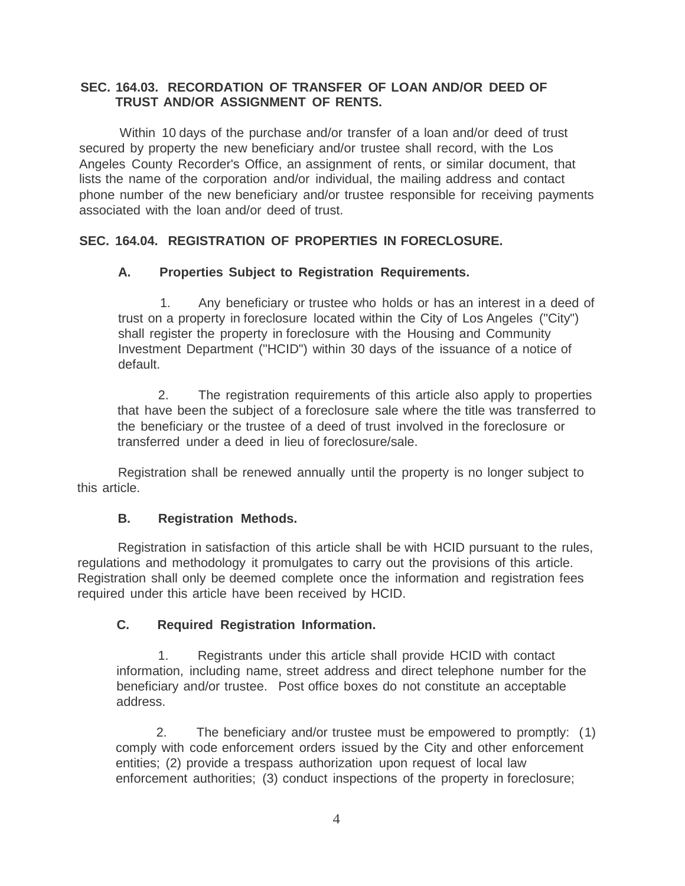## SEC. 164.03. RECORDATION OF TRANSFER OF LOAN AND/OR DEED OF TRUST AND/OR ASSIGNMENT OF RENTS.

Within 10 days of the purchase and/or transfer of a loan and/or deed of trust secured by property the new beneficiary and/or trustee shall record, with the Los Angeles County Recorder's Office, an assignment of rents, or similar document, that lists the name of the corporation and/or individual, the mailing address and contact phone number of the new beneficiary and/or trustee responsible for receiving payments associated with the loan and/or deed of trust.

## SEC. 164.04. REGISTRATION OF PROPERTIES IN FORECLOSURE.

### A. Properties Subject to Registration Requirements.

1. Any beneficiary or trustee who holds or has an interest in a deed of trust on a property in foreclosure located within the City of Los Angeles ("City") shall register the property in foreclosure with the Housing and Community Investment Department ("HCID") within 30 days of the issuance of a notice of default.

2. The registration requirements of this article also apply to properties that have been the subject of a foreclosure sale where the title was transferred to the beneficiary or the trustee of a deed of trust involved in the foreclosure or transferred under a deed in lieu of foreclosure/sale.

Registration shall be renewed annually until the property is no longer subject to this article.

### B. Registration Methods.

Registration in satisfaction of this article shall be with HCID pursuant to the rules, regulations and methodology it promulgates to carry out the provisions of this article. Registration shall only be deemed complete once the information and registration fees required under this article have been received by HCID.

### C. Required Registration Information.

1. Registrants under this article shall provide HCID with contact information, including name, street address and direct telephone number for the beneficiary and/or trustee. Post office boxes do not constitute an acceptable address.

2. The beneficiary and/or trustee must be empowered to promptly: (1) comply with code enforcement orders issued by the City and other enforcement entities; (2) provide a trespass authorization upon request of local law enforcement authorities; (3) conduct inspections of the property in foreclosure;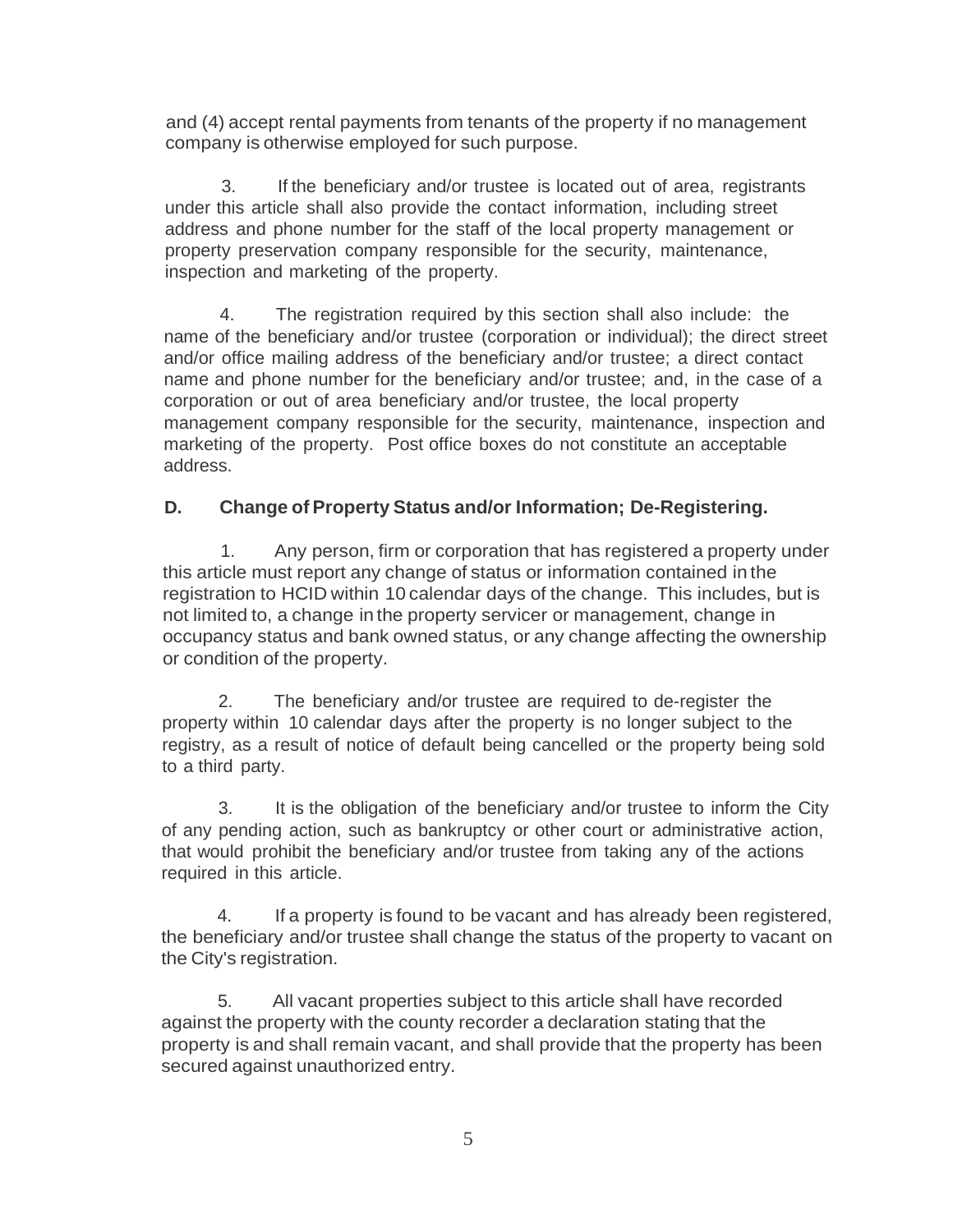and (4) accept rental payments from tenants of the property if no management company is otherwise employed for such purpose.

3. If the beneficiary and/or trustee is located out of area, registrants under this article shall also provide the contact information, including street address and phone number for the staff of the local property management or property preservation company responsible for the security, maintenance, inspection and marketing of the property.

4. The registration required by this section shall also include: the name of the beneficiary and/or trustee (corporation or individual); the direct street and/or office mailing address of the beneficiary and/or trustee; a direct contact name and phone number for the beneficiary and/or trustee; and, in the case of a corporation or out of area beneficiary and/or trustee, the local property management company responsible for the security, maintenance, inspection and marketing of the property. Post office boxes do not constitute an acceptable address.

**D. Change of Property Status and/or Information; De-Registering.**

1. Any person, firm or corporation that has registered a property under this article must report any change of status or information contained in the registration to HCID within 10 calendar days of the change. This includes, but is not limited to, a change in the property servicer or management, change in occupancy status and bank owned status, or any change affecting the ownership or condition of the property.

2. The beneficiary and/or trustee are required to de-register the property within 10 calendar days after the property is no longer subject to the registry, as a result of notice of default being cancelled or the property being sold to a third party.

3. It is the obligation of the beneficiary and/or trustee to inform the City of any pending action, such as bankruptcy or other court or administrative action, that would prohibit the beneficiary and/or trustee from taking any of the actions required in this article.

4. If a property is found to be vacant and has already been registered, the beneficiary and/or trustee shall change the status of the property to vacant on the City's registration.

5. All vacant properties subject to this article shall have recorded against the property with the county recorder a declaration stating that the property is and shall remain vacant, and shall provide that the property has been secured against unauthorized entry.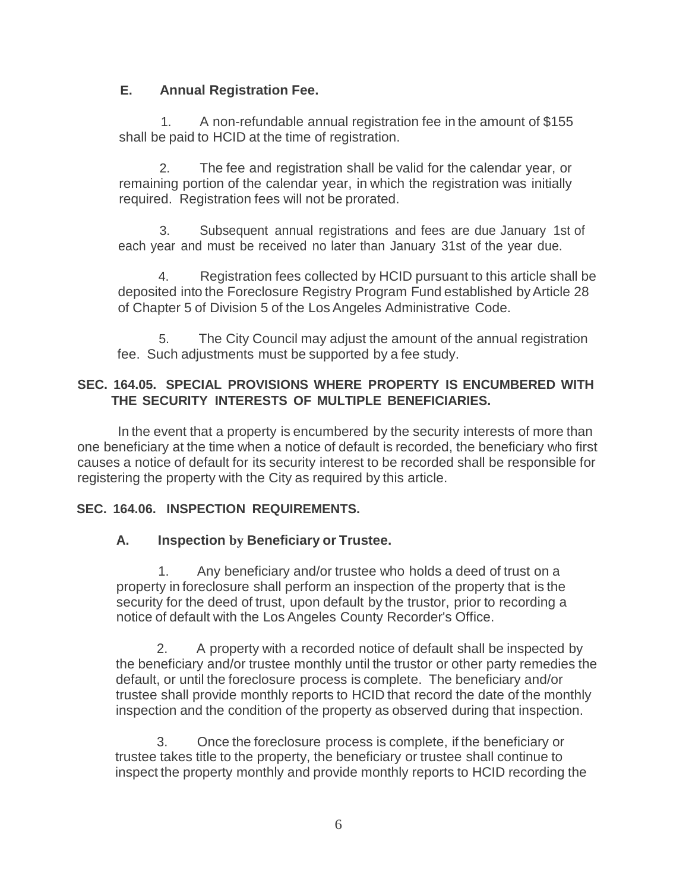### E. Annual Registration Fee.

1. A non-refundable annual registration fee in the amount of $155 shall be paid to HCID at the time of registration.

2. The fee and registration shall be valid for the calendar year, or remaining portion of the calendar year, in which the registration was initially required. Registration fees will not be prorated.

3. Subsequent annual registrations and fees are due January 1st of each year and must be received no later than January 31st of the year due.

4. Registration fees collected by HCID pursuant to this article shall be deposited into the Foreclosure Registry Program Fund established by Article 28 of Chapter 5 of Division 5 of the Los Angeles Administrative Code.

5. The City Council may adjust the amount of the annual registration fee. Such adjustments must be supported by a fee study.

## SEC. 164.05. SPECIAL PROVISIONS WHERE PROPERTY IS ENCUMBERED WITH THE SECURITY INTERESTS OF MULTIPLE BENEFICIARIES.

In the event that a property is encumbered by the security interests of more than one beneficiary at the time when a notice of default is recorded, the beneficiary who first causes a notice of default for its security interest to be recorded shall be responsible for registering the property with the City as required by this article.

## SEC. 164.06. INSPECTION REQUIREMENTS.

### A. Inspection by Beneficiary or Trustee.

1. Any beneficiary and/or trustee who holds a deed of trust on a property in foreclosure shall perform an inspection of the property that is the security for the deed of trust, upon default by the trustor, prior to recording a notice of default with the Los Angeles County Recorder's Office.

2. A property with a recorded notice of default shall be inspected by the beneficiary and/or trustee monthly until the trustor or other party remedies the default, or until the foreclosure process is complete. The beneficiary and/or trustee shall provide monthly reports to HCID that record the date of the monthly inspection and the condition of the property as observed during that inspection.

3. Once the foreclosure process is complete, if the beneficiary or trustee takes title to the property, the beneficiary or trustee shall continue to inspect the property monthly and provide monthly reports to HCID recording the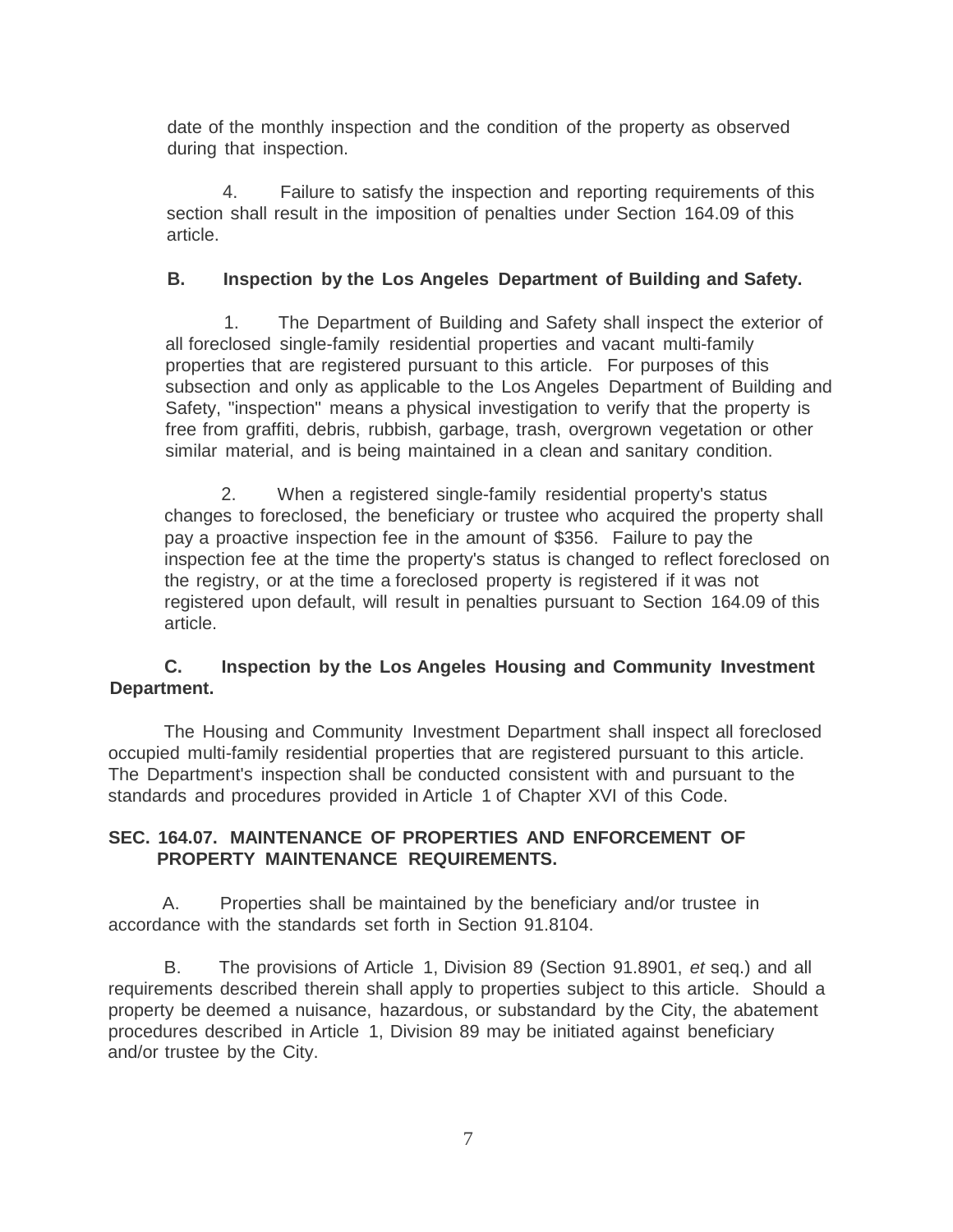date of the monthly inspection and the condition of the property as observed during that inspection.

4. Failure to satisfy the inspection and reporting requirements of this section shall result in the imposition of penalties under Section 164.09 of this article.

**B. Inspection by the Los Angeles Department of Building and Safety.**

1. The Department of Building and Safety shall inspect the exterior of all foreclosed single-family residential properties and vacant multi-family properties that are registered pursuant to this article. For purposes of this subsection and only as applicable to the Los Angeles Department of Building and Safety, "inspection" means a physical investigation to verify that the property is free from graffiti, debris, rubbish, garbage, trash, overgrown vegetation or other similar material, and is being maintained in a clean and sanitary condition.

2. When a registered single-family residential property's status changes to foreclosed, the beneficiary or trustee who acquired the property shall pay a proactive inspection fee in the amount of $356. Failure to pay the inspection fee at the time the property's status is changed to reflect foreclosed on the registry, or at the time a foreclosed property is registered if it was not registered upon default, will result in penalties pursuant to Section 164.09 of this article.

**C. Inspection by the Los Angeles Housing and Community Investment Department.**

The Housing and Community Investment Department shall inspect all foreclosed occupied multi-family residential properties that are registered pursuant to this article. The Department's inspection shall be conducted consistent with and pursuant to the standards and procedures provided in Article 1 of Chapter XVI of this Code.

**SEC. 164.07. MAINTENANCE OF PROPERTIES AND ENFORCEMENT OF PROPERTY MAINTENANCE REQUIREMENTS.**

A. Properties shall be maintained by the beneficiary and/or trustee in accordance with the standards set forth in Section 91.8104.

B. The provisions of Article 1, Division 89 (Section 91.8901, *et* seq.) and all requirements described therein shall apply to properties subject to this article. Should a property be deemed a nuisance, hazardous, or substandard by the City, the abatement procedures described in Article 1, Division 89 may be initiated against beneficiary and/or trustee by the City.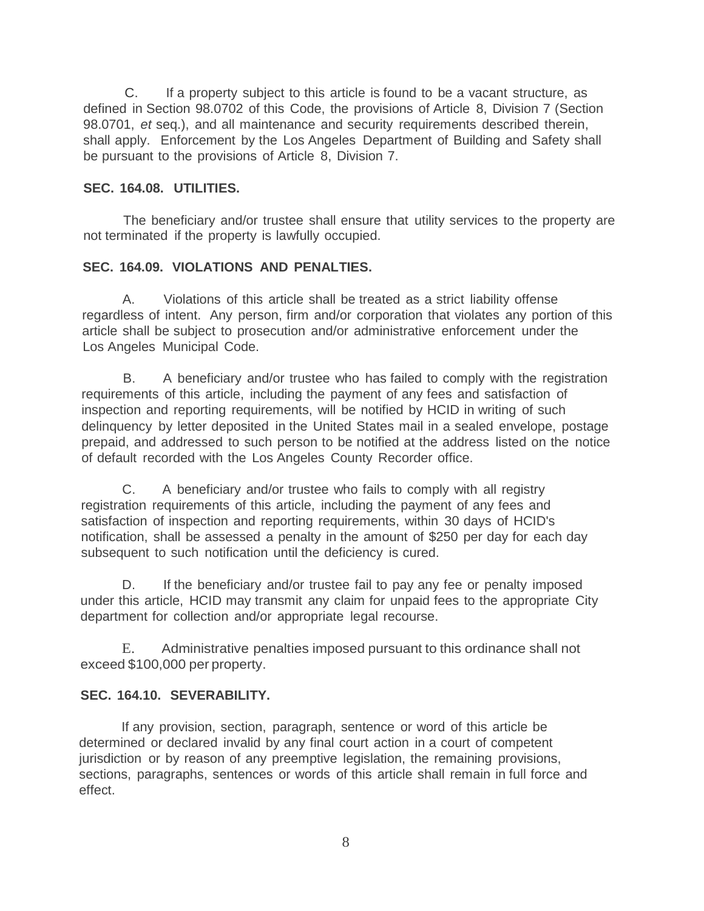C. If a property subject to this article is found to be a vacant structure, as defined in Section 98.0702 of this Code, the provisions of Article 8, Division 7 (Section 98.0701, *et* seq.), and all maintenance and security requirements described therein, shall apply. Enforcement by the Los Angeles Department of Building and Safety shall be pursuant to the provisions of Article 8, Division 7.

**SEC. 164.08. UTILITIES.**

The beneficiary and/or trustee shall ensure that utility services to the property are not terminated if the property is lawfully occupied.

**SEC. 164.09. VIOLATIONS AND PENALTIES.**

A. Violations of this article shall be treated as a strict liability offense regardless of intent. Any person, firm and/or corporation that violates any portion of this article shall be subject to prosecution and/or administrative enforcement under the Los Angeles Municipal Code.

B. A beneficiary and/or trustee who has failed to comply with the registration requirements of this article, including the payment of any fees and satisfaction of inspection and reporting requirements, will be notified by HCID in writing of such delinquency by letter deposited in the United States mail in a sealed envelope, postage prepaid, and addressed to such person to be notified at the address listed on the notice of default recorded with the Los Angeles County Recorder office.

C. A beneficiary and/or trustee who fails to comply with all registry registration requirements of this article, including the payment of any fees and satisfaction of inspection and reporting requirements, within 30 days of HCID's notification, shall be assessed a penalty in the amount of $250 per day for each day subsequent to such notification until the deficiency is cured.

D. If the beneficiary and/or trustee fail to pay any fee or penalty imposed under this article, HCID may transmit any claim for unpaid fees to the appropriate City department for collection and/or appropriate legal recourse.

E. Administrative penalties imposed pursuant to this ordinance shall not exceed $100,000 per property.

**SEC. 164.10. SEVERABILITY.**

If any provision, section, paragraph, sentence or word of this article be determined or declared invalid by any final court action in a court of competent jurisdiction or by reason of any preemptive legislation, the remaining provisions, sections, paragraphs, sentences or words of this article shall remain in full force and effect.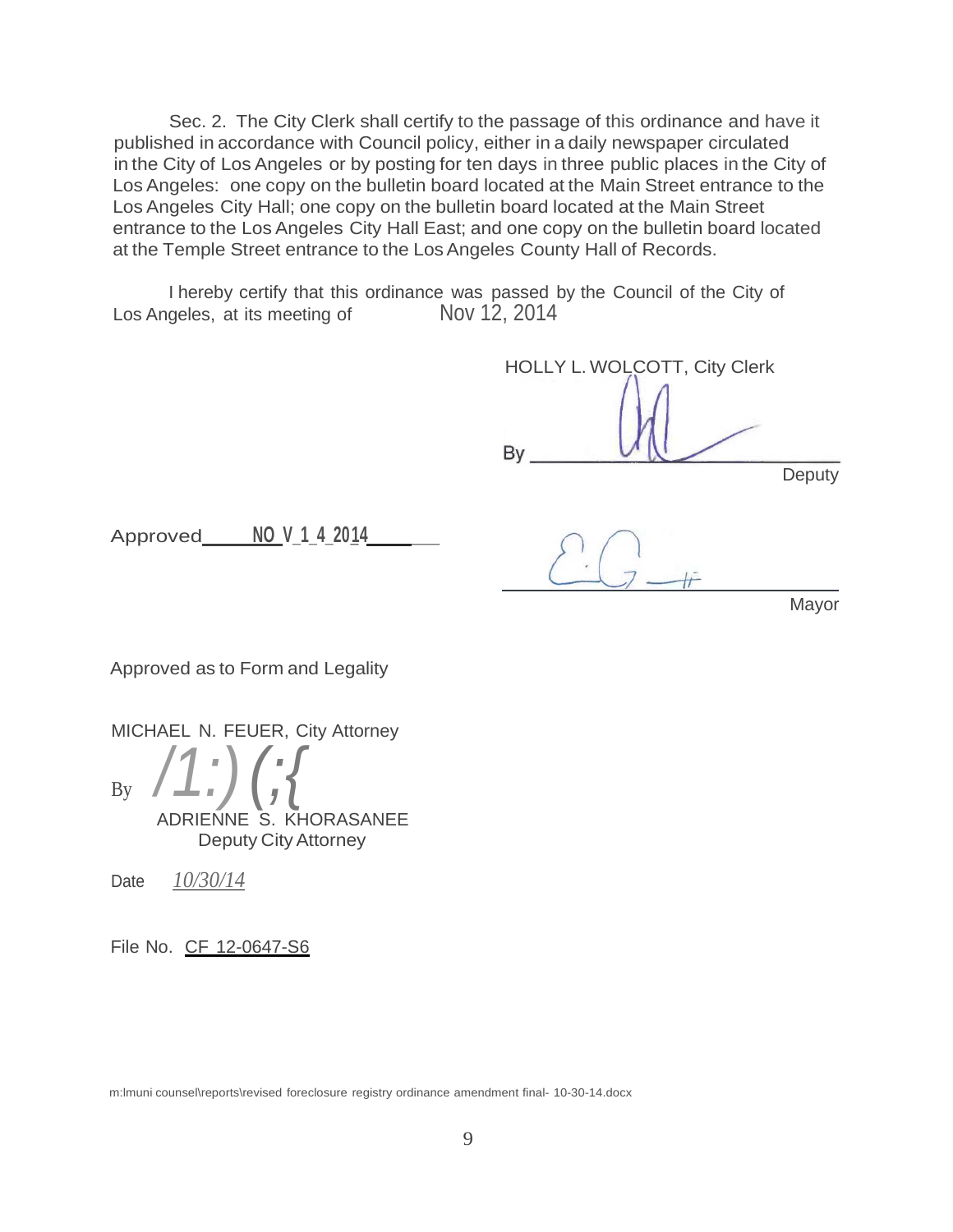Sec. 2. The City Clerk shall certify to the passage of this ordinance and have it published in accordance with Council policy, either in a daily newspaper circulated in the City of Los Angeles or by posting for ten days in three public places in the City of Los Angeles: one copy on the bulletin board located at the Main Street entrance to the Los Angeles City Hall; one copy on the bulletin board located at the Main Street entrance to the Los Angeles City Hall East; and one copy on the bulletin board located at the Temple Street entrance to the Los Angeles County Hall of Records.

I hereby certify that this ordinance was passed by the Council of the City of Los Angeles, at its meeting of Nov 12, 2014

HOLLY L. WOLCOTT, City Clerk

By ______________________
Deputy

Approved NOV 1 4 2014

______________________
Mayor

Approved as to Form and Legality

MICHAEL N. FEUER, City Attorney

By ______________________
ADRIENNE S. KHORASANEE
Deputy City Attorney

Date *10/30/14*

File No. CF 12-0647-S6

m:lmuni counsel\reports\revised foreclosure registry ordinance amendment final- 10-30-14.docx